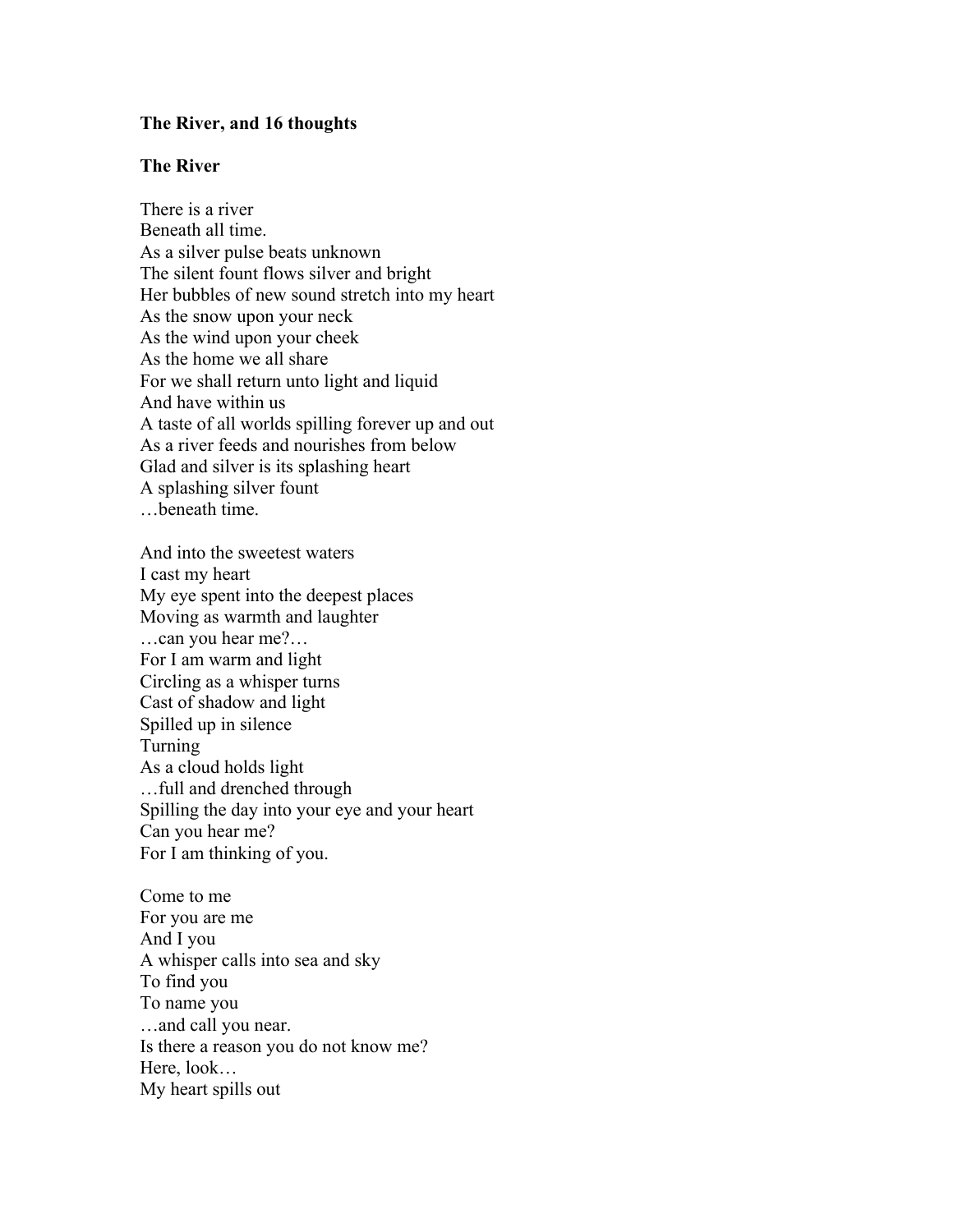**The River, and 16 thoughts**

**The River**

There is a river  
Beneath all time.  
As a silver pulse beats unknown  
The silent fount flows silver and bright  
Her bubbles of new sound stretch into my heart  
As the snow upon your neck  
As the wind upon your cheek  
As the home we all share  
For we shall return unto light and liquid  
And have within us  
A taste of all worlds spilling forever up and out  
As a river feeds and nourishes from below  
Glad and silver is its splashing heart  
A splashing silver fount  
…beneath time.

And into the sweetest waters  
I cast my heart  
My eye spent into the deepest places  
Moving as warmth and laughter  
…can you hear me?…  
For I am warm and light  
Circling as a whisper turns  
Cast of shadow and light  
Spilled up in silence  
Turning  
As a cloud holds light  
…full and drenched through  
Spilling the day into your eye and your heart  
Can you hear me?  
For I am thinking of you.

Come to me  
For you are me  
And I you  
A whisper calls into sea and sky  
To find you  
To name you  
…and call you near.  
Is there a reason you do not know me?  
Here, look…  
My heart spills out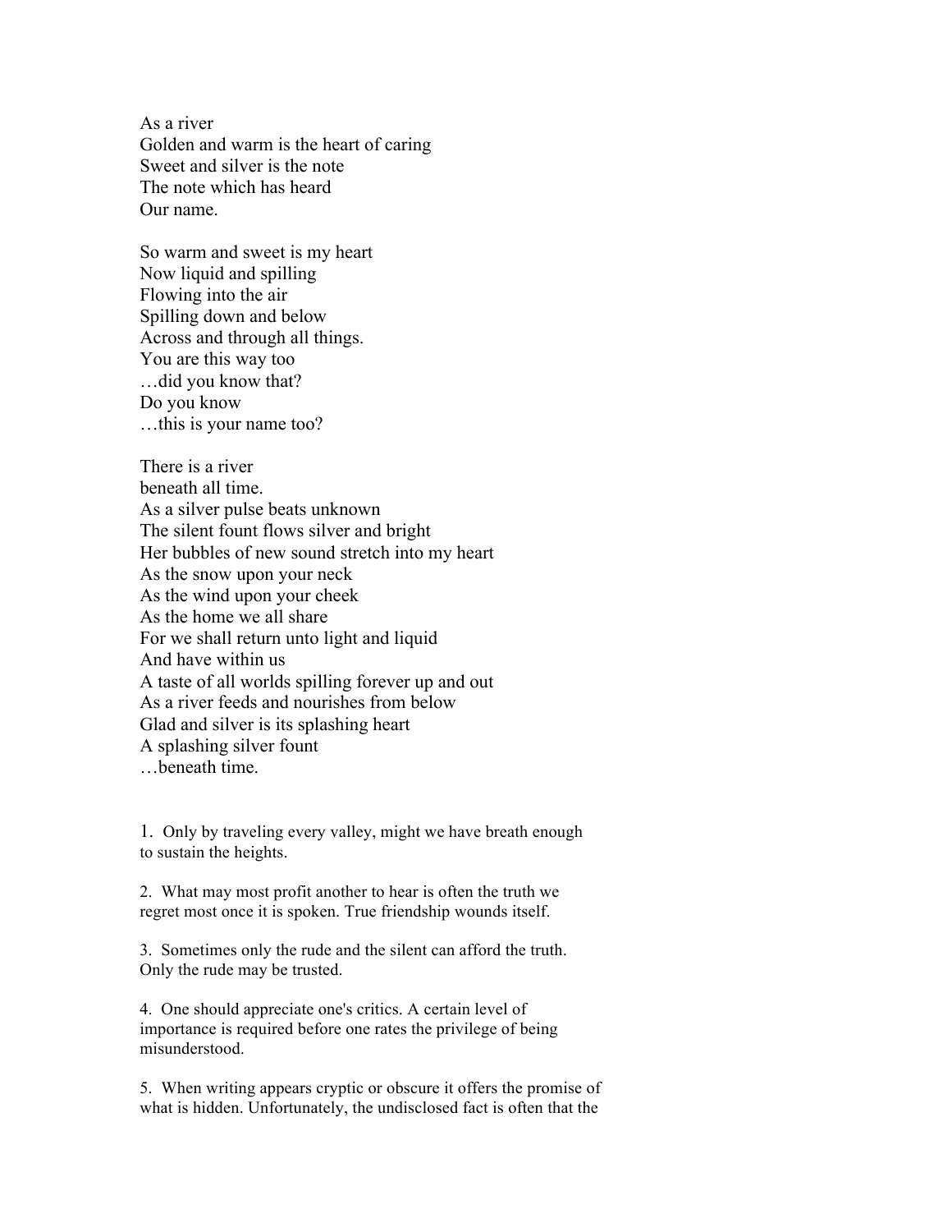As a river  
Golden and warm is the heart of caring  
Sweet and silver is the note  
The note which has heard  
Our name.

So warm and sweet is my heart  
Now liquid and spilling  
Flowing into the air  
Spilling down and below  
Across and through all things.  
You are this way too  
…did you know that?  
Do you know  
…this is your name too?

There is a river  
beneath all time.  
As a silver pulse beats unknown  
The silent fount flows silver and bright  
Her bubbles of new sound stretch into my heart  
As the snow upon your neck  
As the wind upon your cheek  
As the home we all share  
For we shall return unto light and liquid  
And have within us  
A taste of all worlds spilling forever up and out  
As a river feeds and nourishes from below  
Glad and silver is its splashing heart  
A splashing silver fount  
…beneath time.

1. Only by traveling every valley, might we have breath enough to sustain the heights.

2. What may most profit another to hear is often the truth we regret most once it is spoken. True friendship wounds itself.

3. Sometimes only the rude and the silent can afford the truth. Only the rude may be trusted.

4. One should appreciate one's critics. A certain level of importance is required before one rates the privilege of being misunderstood.

5. When writing appears cryptic or obscure it offers the promise of what is hidden. Unfortunately, the undisclosed fact is often that the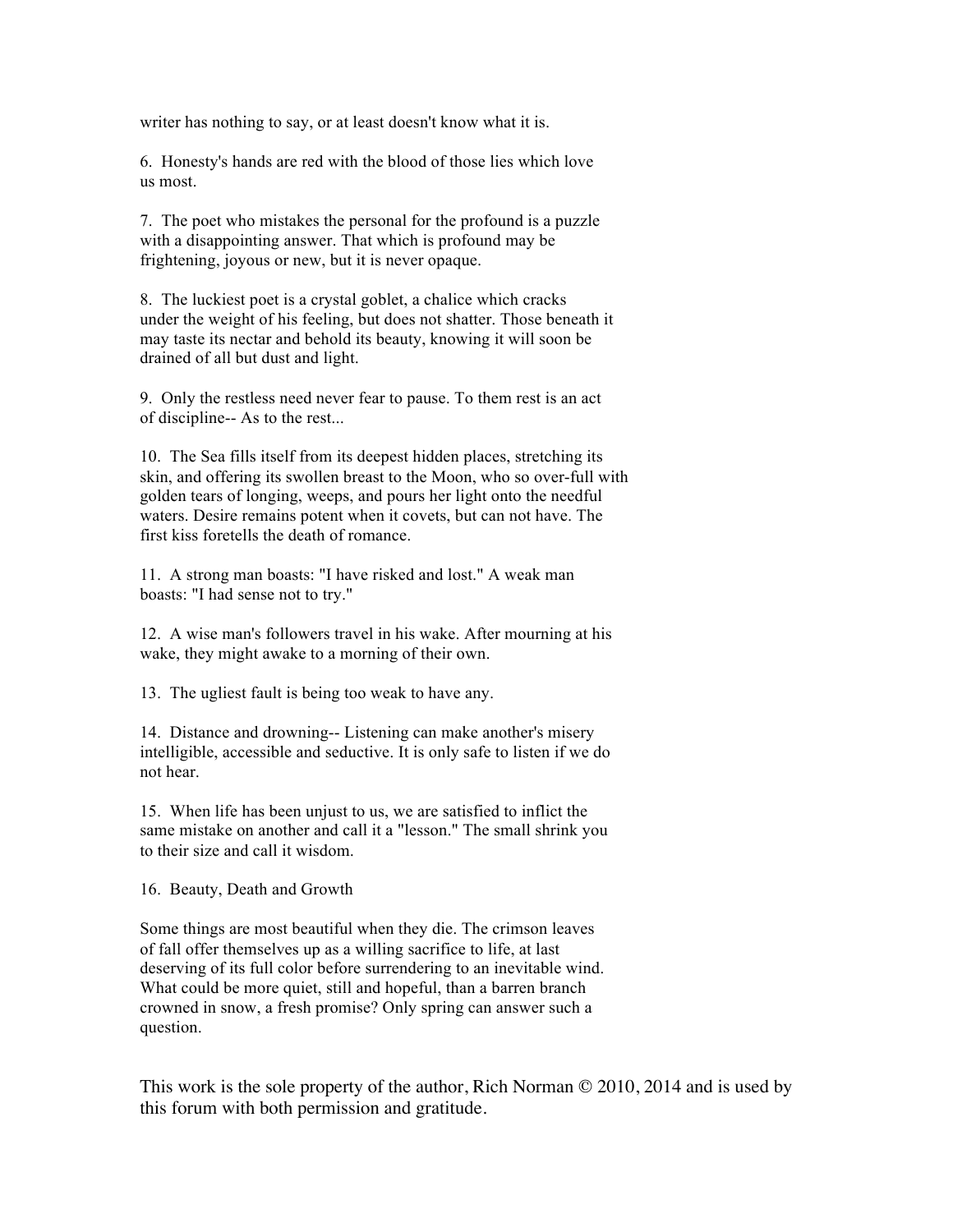writer has nothing to say, or at least doesn't know what it is.

6. Honesty's hands are red with the blood of those lies which love us most.

7. The poet who mistakes the personal for the profound is a puzzle with a disappointing answer. That which is profound may be frightening, joyous or new, but it is never opaque.

8. The luckiest poet is a crystal goblet, a chalice which cracks under the weight of his feeling, but does not shatter. Those beneath it may taste its nectar and behold its beauty, knowing it will soon be drained of all but dust and light.

9. Only the restless need never fear to pause. To them rest is an act of discipline-- As to the rest...

10. The Sea fills itself from its deepest hidden places, stretching its skin, and offering its swollen breast to the Moon, who so over-full with golden tears of longing, weeps, and pours her light onto the needful waters. Desire remains potent when it covets, but can not have. The first kiss foretells the death of romance.

11. A strong man boasts: "I have risked and lost." A weak man boasts: "I had sense not to try."

12. A wise man's followers travel in his wake. After mourning at his wake, they might awake to a morning of their own.

13. The ugliest fault is being too weak to have any.

14. Distance and drowning-- Listening can make another's misery intelligible, accessible and seductive. It is only safe to listen if we do not hear.

15. When life has been unjust to us, we are satisfied to inflict the same mistake on another and call it a "lesson." The small shrink you to their size and call it wisdom.

16. Beauty, Death and Growth

Some things are most beautiful when they die. The crimson leaves of fall offer themselves up as a willing sacrifice to life, at last deserving of its full color before surrendering to an inevitable wind. What could be more quiet, still and hopeful, than a barren branch crowned in snow, a fresh promise? Only spring can answer such a question.

This work is the sole property of the author, Rich Norman © 2010, 2014 and is used by this forum with both permission and gratitude.